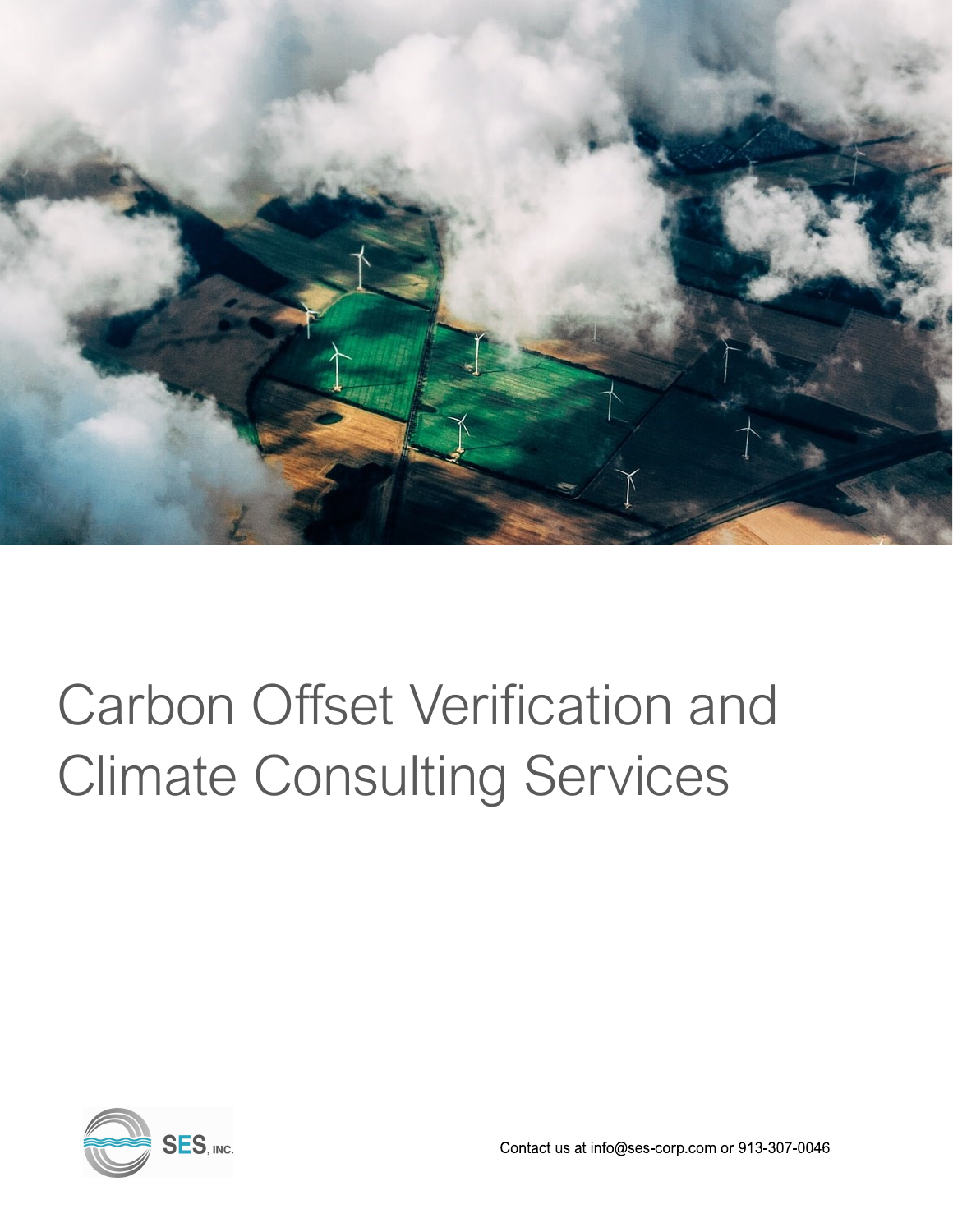# Carbon Offset Verification and Climate Consulting Services

SES, INC.

Contact us at info@ses-corp.com or 913-307-0046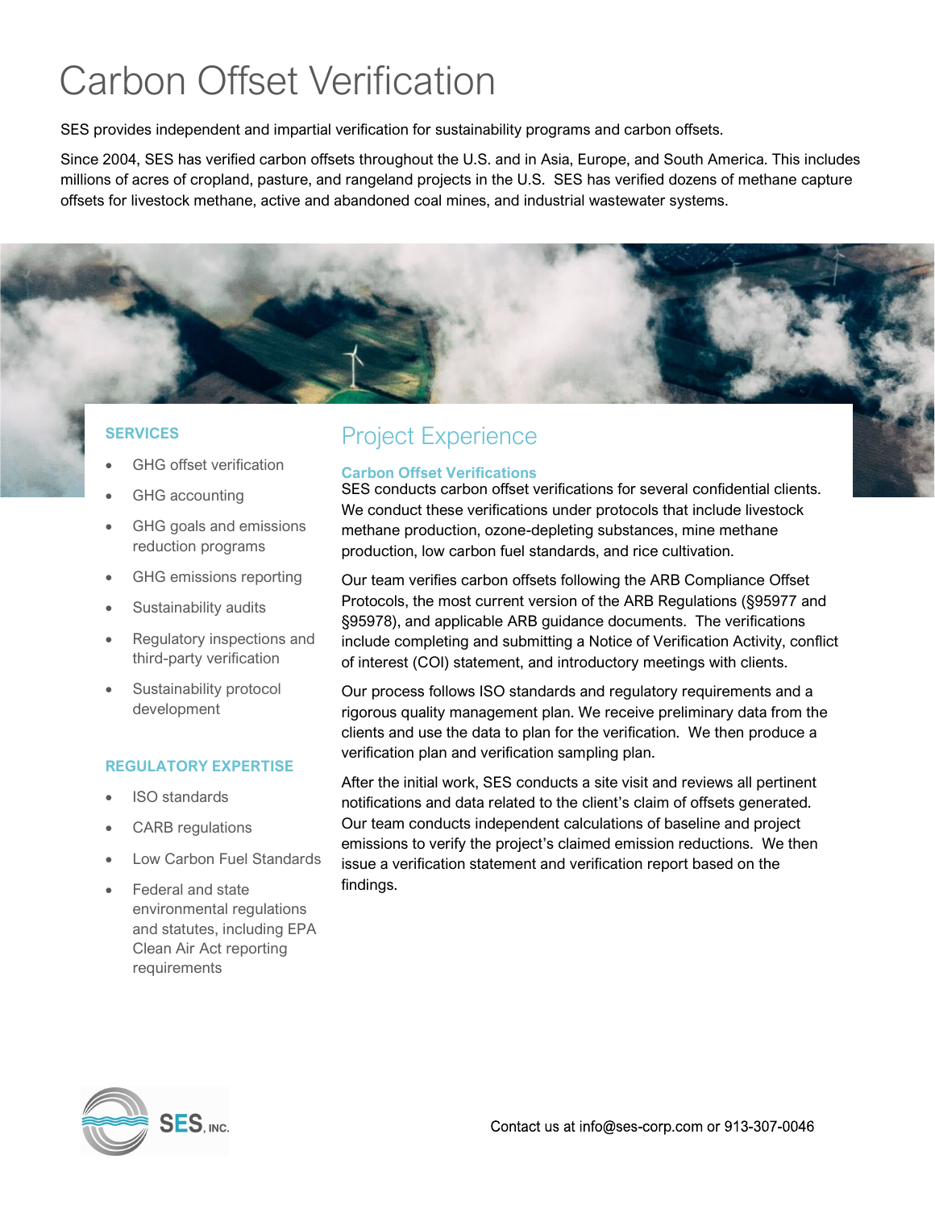# Carbon Offset Verification

SES provides independent and impartial verification for sustainability programs and carbon offsets.

Since 2004, SES has verified carbon offsets throughout the U.S. and in Asia, Europe, and South America. This includes millions of acres of cropland, pasture, and rangeland projects in the U.S. SES has verified dozens of methane capture offsets for livestock methane, active and abandoned coal mines, and industrial wastewater systems.

### SERVICES

- GHG offset verification
- GHG accounting
- GHG goals and emissions reduction programs
- GHG emissions reporting
- Sustainability audits
- Regulatory inspections and third-party verification
- Sustainability protocol development

### REGULATORY EXPERTISE

- ISO standards
- CARB regulations
- Low Carbon Fuel Standards
- Federal and state environmental regulations and statutes, including EPA Clean Air Act reporting requirements

## Project Experience

### Carbon Offset Verifications

SES conducts carbon offset verifications for several confidential clients. We conduct these verifications under protocols that include livestock methane production, ozone-depleting substances, mine methane production, low carbon fuel standards, and rice cultivation.

Our team verifies carbon offsets following the ARB Compliance Offset Protocols, the most current version of the ARB Regulations (§95977 and §95978), and applicable ARB guidance documents. The verifications include completing and submitting a Notice of Verification Activity, conflict of interest (COI) statement, and introductory meetings with clients.

Our process follows ISO standards and regulatory requirements and a rigorous quality management plan. We receive preliminary data from the clients and use the data to plan for the verification. We then produce a verification plan and verification sampling plan.

After the initial work, SES conducts a site visit and reviews all pertinent notifications and data related to the client's claim of offsets generated. Our team conducts independent calculations of baseline and project emissions to verify the project's claimed emission reductions. We then issue a verification statement and verification report based on the findings.

SES, INC.

Contact us at info@ses-corp.com or 913-307-0046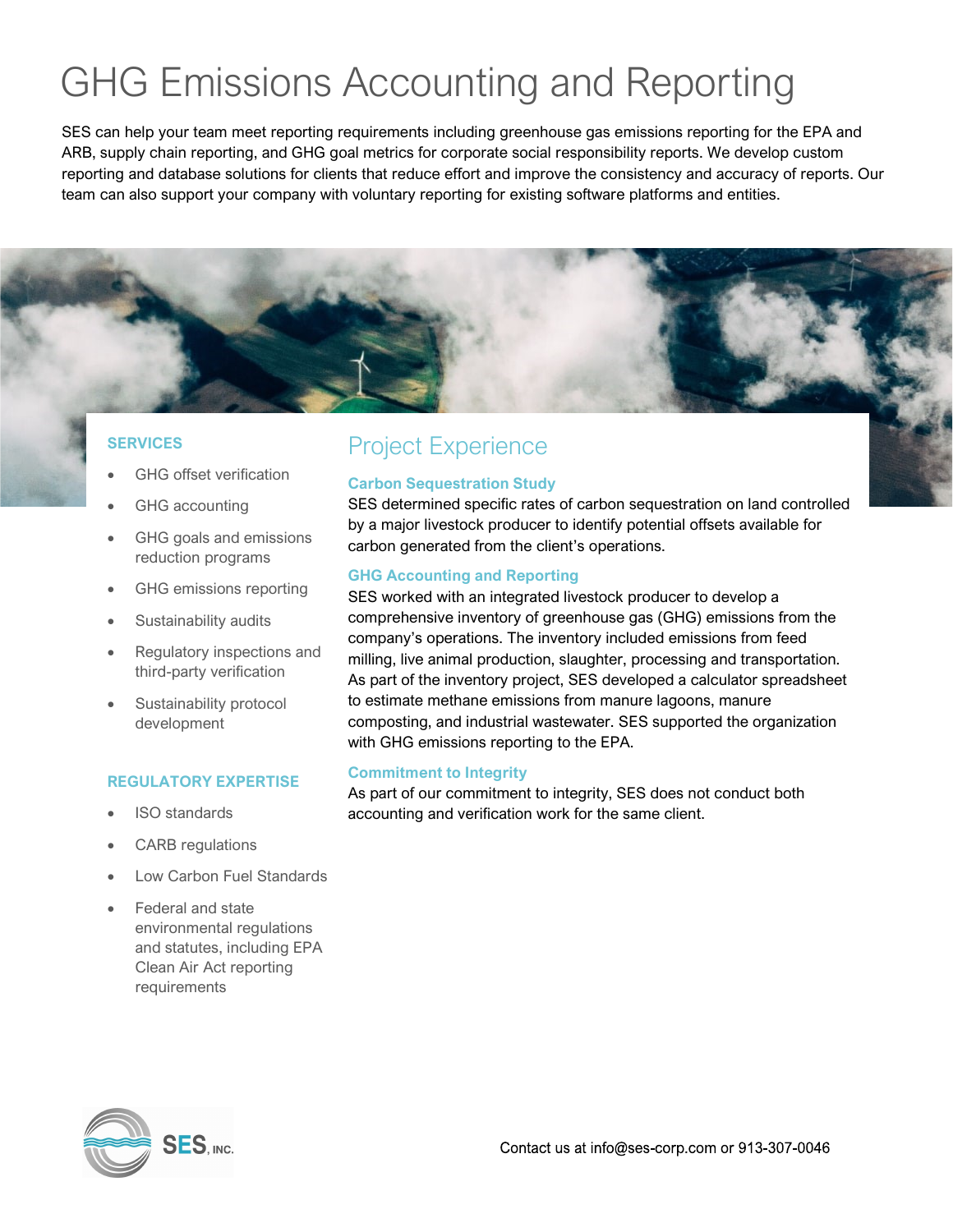# GHG Emissions Accounting and Reporting

SES can help your team meet reporting requirements including greenhouse gas emissions reporting for the EPA and ARB, supply chain reporting, and GHG goal metrics for corporate social responsibility reports. We develop custom reporting and database solutions for clients that reduce effort and improve the consistency and accuracy of reports. Our team can also support your company with voluntary reporting for existing software platforms and entities.

### SERVICES

- GHG offset verification
- GHG accounting
- GHG goals and emissions reduction programs
- GHG emissions reporting
- Sustainability audits
- Regulatory inspections and third-party verification
- Sustainability protocol development

### REGULATORY EXPERTISE

- ISO standards
- CARB regulations
- Low Carbon Fuel Standards
- Federal and state environmental regulations and statutes, including EPA Clean Air Act reporting requirements

## Project Experience

### Carbon Sequestration Study

SES determined specific rates of carbon sequestration on land controlled by a major livestock producer to identify potential offsets available for carbon generated from the client's operations.

### GHG Accounting and Reporting

SES worked with an integrated livestock producer to develop a comprehensive inventory of greenhouse gas (GHG) emissions from the company's operations. The inventory included emissions from feed milling, live animal production, slaughter, processing and transportation. As part of the inventory project, SES developed a calculator spreadsheet to estimate methane emissions from manure lagoons, manure composting, and industrial wastewater. SES supported the organization with GHG emissions reporting to the EPA.

### Commitment to Integrity

As part of our commitment to integrity, SES does not conduct both accounting and verification work for the same client.

SES, INC.

Contact us at info@ses-corp.com or 913-307-0046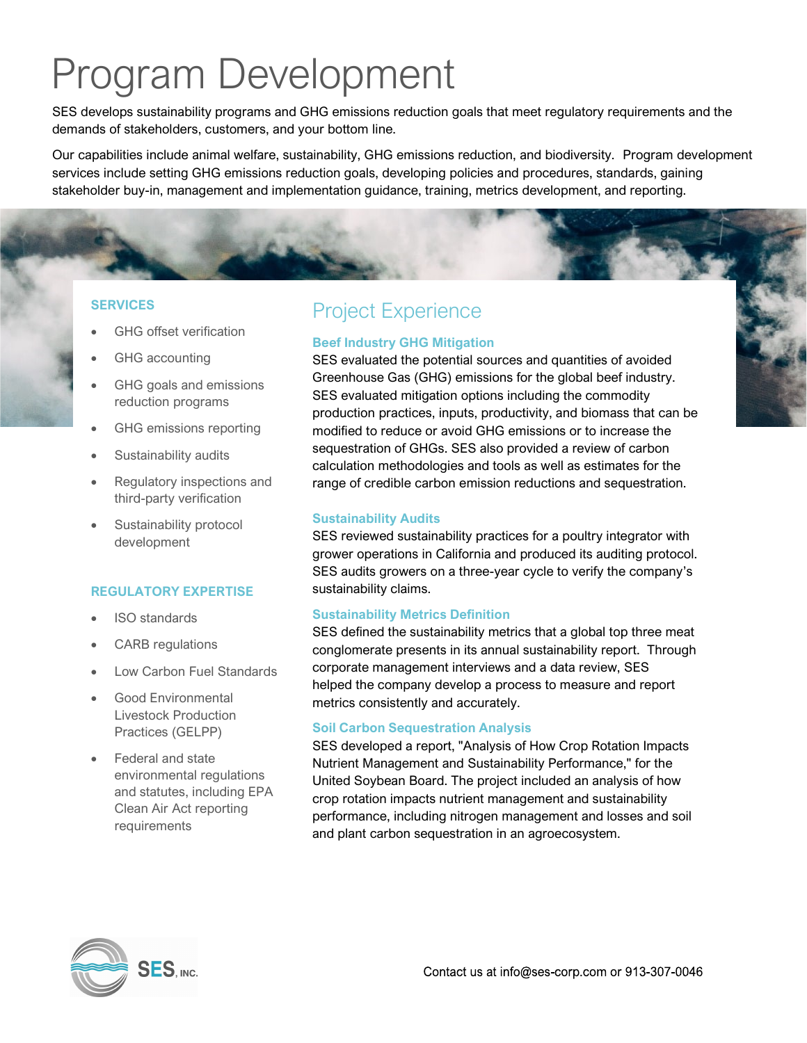# Program Development

SES develops sustainability programs and GHG emissions reduction goals that meet regulatory requirements and the demands of stakeholders, customers, and your bottom line.

Our capabilities include animal welfare, sustainability, GHG emissions reduction, and biodiversity. Program development services include setting GHG emissions reduction goals, developing policies and procedures, standards, gaining stakeholder buy-in, management and implementation guidance, training, metrics development, and reporting.

### SERVICES

- GHG offset verification
- GHG accounting
- GHG goals and emissions reduction programs
- GHG emissions reporting
- Sustainability audits
- Regulatory inspections and third-party verification
- Sustainability protocol development

### REGULATORY EXPERTISE

- ISO standards
- CARB regulations
- Low Carbon Fuel Standards
- Good Environmental Livestock Production Practices (GELPP)
- Federal and state environmental regulations and statutes, including EPA Clean Air Act reporting requirements

## Project Experience

### Beef Industry GHG Mitigation

SES evaluated the potential sources and quantities of avoided Greenhouse Gas (GHG) emissions for the global beef industry. SES evaluated mitigation options including the commodity production practices, inputs, productivity, and biomass that can be modified to reduce or avoid GHG emissions or to increase the sequestration of GHGs. SES also provided a review of carbon calculation methodologies and tools as well as estimates for the range of credible carbon emission reductions and sequestration.

### Sustainability Audits

SES reviewed sustainability practices for a poultry integrator with grower operations in California and produced its auditing protocol. SES audits growers on a three-year cycle to verify the company's sustainability claims.

### Sustainability Metrics Definition

SES defined the sustainability metrics that a global top three meat conglomerate presents in its annual sustainability report. Through corporate management interviews and a data review, SES helped the company develop a process to measure and report metrics consistently and accurately.

### Soil Carbon Sequestration Analysis

SES developed a report, "Analysis of How Crop Rotation Impacts Nutrient Management and Sustainability Performance," for the United Soybean Board. The project included an analysis of how crop rotation impacts nutrient management and sustainability performance, including nitrogen management and losses and soil and plant carbon sequestration in an agroecosystem.

SES, INC.

Contact us at info@ses-corp.com or 913-307-0046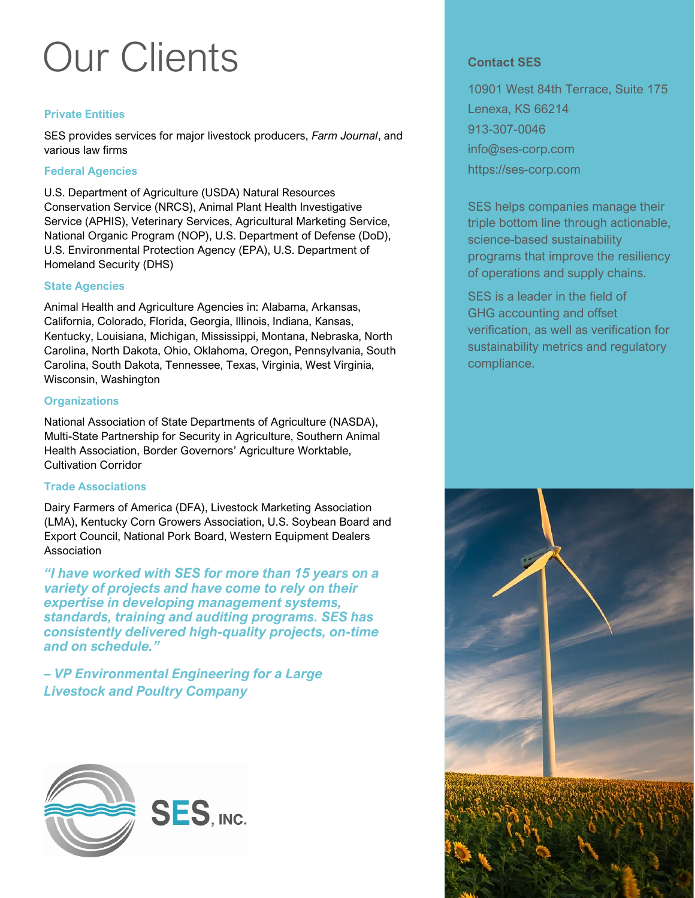# Our Clients

### Private Entities

SES provides services for major livestock producers, *Farm Journal*, and various law firms

### Federal Agencies

U.S. Department of Agriculture (USDA) Natural Resources Conservation Service (NRCS), Animal Plant Health Investigative Service (APHIS), Veterinary Services, Agricultural Marketing Service, National Organic Program (NOP), U.S. Department of Defense (DoD), U.S. Environmental Protection Agency (EPA), U.S. Department of Homeland Security (DHS)

### State Agencies

Animal Health and Agriculture Agencies in: Alabama, Arkansas, California, Colorado, Florida, Georgia, Illinois, Indiana, Kansas, Kentucky, Louisiana, Michigan, Mississippi, Montana, Nebraska, North Carolina, North Dakota, Ohio, Oklahoma, Oregon, Pennsylvania, South Carolina, South Dakota, Tennessee, Texas, Virginia, West Virginia, Wisconsin, Washington

### Organizations

National Association of State Departments of Agriculture (NASDA), Multi-State Partnership for Security in Agriculture, Southern Animal Health Association, Border Governors' Agriculture Worktable, Cultivation Corridor

### Trade Associations

Dairy Farmers of America (DFA), Livestock Marketing Association (LMA), Kentucky Corn Growers Association, U.S. Soybean Board and Export Council, National Pork Board, Western Equipment Dealers Association

***"I have worked with SES for more than 15 years on a variety of projects and have come to rely on their expertise in developing management systems, standards, training and auditing programs. SES has consistently delivered high-quality projects, on-time and on schedule."***

***– VP Environmental Engineering for a Large Livestock and Poultry Company***

SES, INC.

**Contact SES**

10901 West 84th Terrace, Suite 175
Lenexa, KS 66214
913-307-0046
info@ses-corp.com
https://ses-corp.com

SES helps companies manage their triple bottom line through actionable, science-based sustainability programs that improve the resiliency of operations and supply chains.

SES is a leader in the field of GHG accounting and offset verification, as well as verification for sustainability metrics and regulatory compliance.